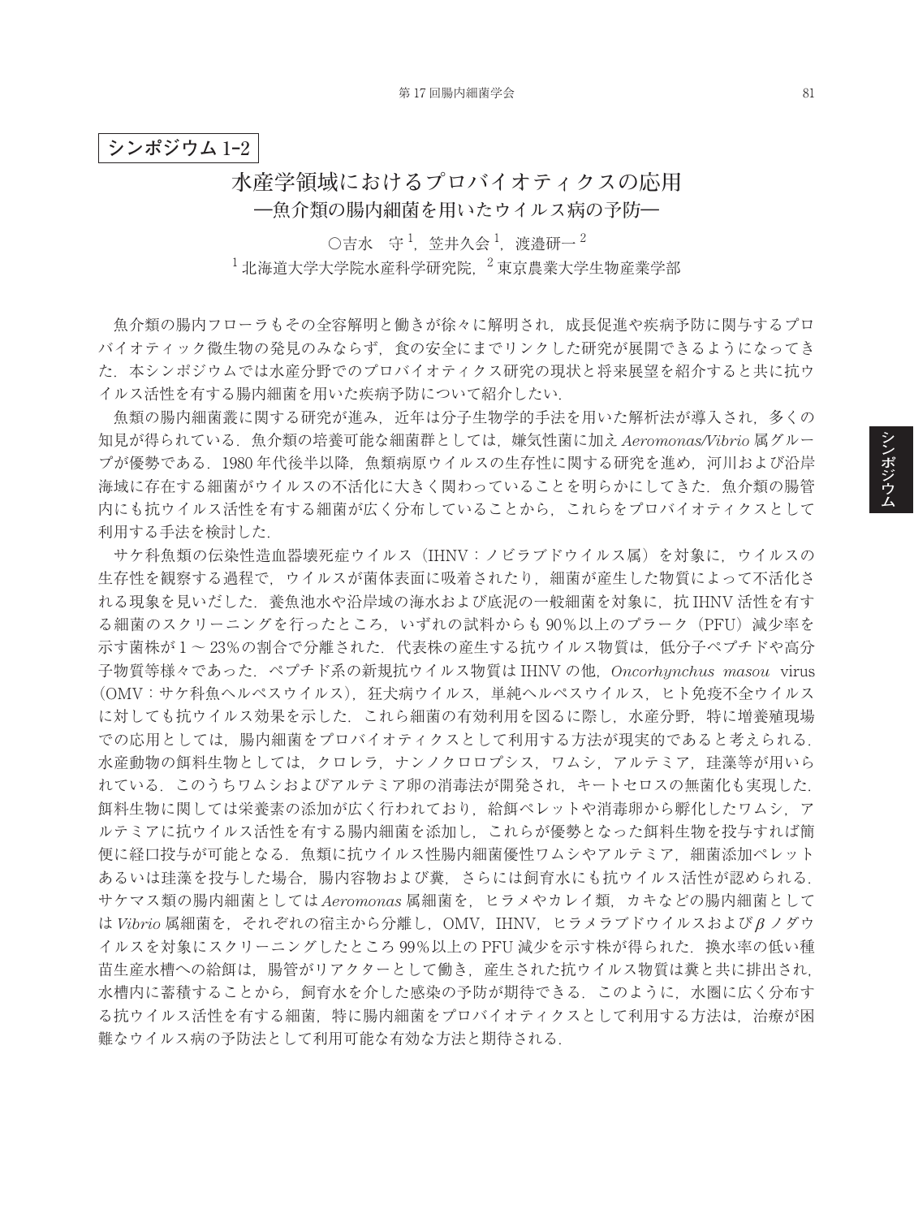シンポジウム 1-2

# 水産学領域におけるプロバイオティクスの応用
## —魚介類の腸内細菌を用いたウイルス病の予防—

○吉水　守[1]，笠井久会[1]，渡邉研一[2]

[1] 北海道大学大学院水産科学研究院，[2] 東京農業大学生物産業学部

魚介類の腸内フローラもその全容解明と働きが徐々に解明され，成長促進や疾病予防に関与するプロバイオティック微生物の発見のみならず，食の安全にまでリンクした研究が展開できるようになってきた．本シンポジウムでは水産分野でのプロバイオティクス研究の現状と将来展望を紹介すると共に抗ウイルス活性を有する腸内細菌を用いた疾病予防について紹介したい．

魚類の腸内細菌叢に関する研究が進み，近年は分子生物学的手法を用いた解析法が導入され，多くの知見が得られている．魚介類の培養可能な細菌群としては，嫌気性菌に加え *Aeromonas/Vibrio* 属グループが優勢である．1980 年代後半以降，魚類病原ウイルスの生存性に関する研究を進め，河川および沿岸海域に存在する細菌がウイルスの不活化に大きく関わっていることを明らかにしてきた．魚介類の腸管内にも抗ウイルス活性を有する細菌が広く分布していることから，これらをプロバイオティクスとして利用する手法を検討した．

サケ科魚類の伝染性造血器壊死症ウイルス（IHNV：ノビラブドウイルス属）を対象に，ウイルスの生存性を観察する過程で，ウイルスが菌体表面に吸着されたり，細菌が産生した物質によって不活化される現象を見いだした．養魚池水や沿岸域の海水および底泥の一般細菌を対象に，抗 IHNV 活性を有する細菌のスクリーニングを行ったところ，いずれの試料からも 90％以上のプラーク（PFU）減少率を示す菌株が 1 ～ 23％の割合で分離された．代表株の産生する抗ウイルス物質は，低分子ペプチドや高分子物質等様々であった．ペプチド系の新規抗ウイルス物質は IHNV の他，*Oncorhynchus masou* virus（OMV：サケ科魚ヘルペスウイルス），狂犬病ウイルス，単純ヘルペスウイルス，ヒト免疫不全ウイルスに対しても抗ウイルス効果を示した．これら細菌の有効利用を図るに際し，水産分野，特に増養殖現場での応用としては，腸内細菌をプロバイオティクスとして利用する方法が現実的であると考えられる．水産動物の餌料生物としては，クロレラ，ナンノクロロプシス，ワムシ，アルテミア，珪藻等が用いられている．このうちワムシおよびアルテミア卵の消毒法が開発され，キートセロスの無菌化も実現した．餌料生物に関しては栄養素の添加が広く行われており，給餌ペレットや消毒卵から孵化したワムシ，アルテミアに抗ウイルス活性を有する腸内細菌を添加し，これらが優勢となった餌料生物を投与すれば簡便に経口投与が可能となる．魚類に抗ウイルス性腸内細菌優性ワムシやアルテミア，細菌添加ペレットあるいは珪藻を投与した場合，腸内容物および糞，さらには飼育水にも抗ウイルス活性が認められる．サケマス類の腸内細菌としては *Aeromonas* 属細菌を，ヒラメやカレイ類，カキなどの腸内細菌としては *Vibrio* 属細菌を，それぞれの宿主から分離し，OMV，IHNV，ヒラメラブドウイルスおよび $\beta$ ノダウイルスを対象にスクリーニングしたところ 99％以上の PFU 減少を示す株が得られた．換水率の低い種苗生産水槽への給餌は，腸管がリアクターとして働き，産生された抗ウイルス物質は糞と共に排出され，水槽内に蓄積することから，飼育水を介した感染の予防が期待できる．このように，水圏に広く分布する抗ウイルス活性を有する細菌，特に腸内細菌をプロバイオティクスとして利用する方法は，治療が困難なウイルス病の予防法として利用可能な有効な方法と期待される．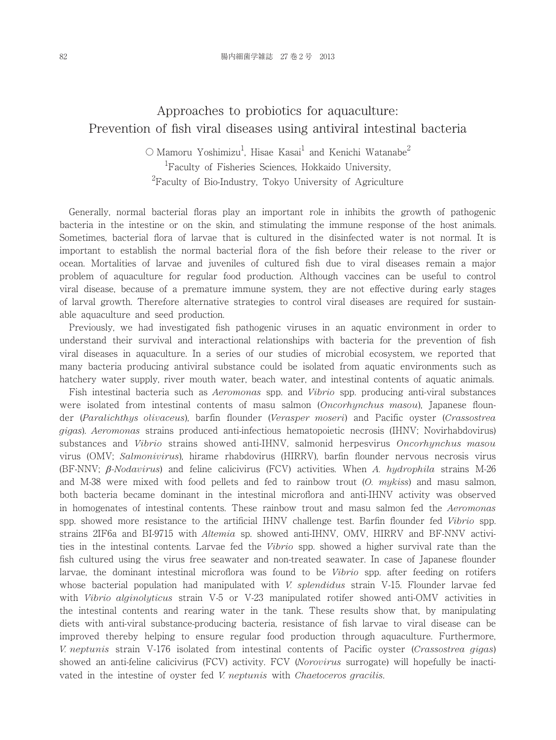# Approaches to probiotics for aquaculture: Prevention of fish viral diseases using antiviral intestinal bacteria

○ Mamoru Yoshimizu[1], Hisae Kasai[1] and Kenichi Watanabe[2]

[1]Faculty of Fisheries Sciences, Hokkaido University,

[2]Faculty of Bio-Industry, Tokyo University of Agriculture

Generally, normal bacterial floras play an important role in inhibits the growth of pathogenic bacteria in the intestine or on the skin, and stimulating the immune response of the host animals. Sometimes, bacterial flora of larvae that is cultured in the disinfected water is not normal. It is important to establish the normal bacterial flora of the fish before their release to the river or ocean. Mortalities of larvae and juveniles of cultured fish due to viral diseases remain a major problem of aquaculture for regular food production. Although vaccines can be useful to control viral disease, because of a premature immune system, they are not effective during early stages of larval growth. Therefore alternative strategies to control viral diseases are required for sustainable aquaculture and seed production.

Previously, we had investigated fish pathogenic viruses in an aquatic environment in order to understand their survival and interactional relationships with bacteria for the prevention of fish viral diseases in aquaculture. In a series of our studies of microbial ecosystem, we reported that many bacteria producing antiviral substance could be isolated from aquatic environments such as hatchery water supply, river mouth water, beach water, and intestinal contents of aquatic animals.

Fish intestinal bacteria such as *Aeromonas* spp. and *Vibrio* spp. producing anti-viral substances were isolated from intestinal contents of masu salmon (*Oncorhynchus masou*), Japanese flounder (*Paralichthys olivaceus*), barfin flounder (*Verasper moseri*) and Pacific oyster (*Crassostrea gigas*). *Aeromonas* strains produced anti-infectious hematopoietic necrosis (IHNV; Novirhabdovirus) substances and *Vibrio* strains showed anti-IHNV, salmonid herpesvirus *Oncorhynchus masou* virus (OMV; *Salmonivirus*), hirame rhabdovirus (HIRRV), barfin flounder nervous necrosis virus (BF-NNV; *β-Nodavirus*) and feline calicivirus (FCV) activities. When *A. hydrophila* strains M-26 and M-38 were mixed with food pellets and fed to rainbow trout (*O. mykiss*) and masu salmon, both bacteria became dominant in the intestinal microflora and anti-IHNV activity was observed in homogenates of intestinal contents. These rainbow trout and masu salmon fed the *Aeromonas* spp. showed more resistance to the artificial IHNV challenge test. Barfin flounder fed *Vibrio* spp. strains 2IF6a and BI-9715 with *Altemia* sp. showed anti-IHNV, OMV, HIRRV and BF-NNV activities in the intestinal contents. Larvae fed the *Vibrio* spp. showed a higher survival rate than the fish cultured using the virus free seawater and non-treated seawater. In case of Japanese flounder larvae, the dominant intestinal microflora was found to be *Vibrio* spp. after feeding on rotifers whose bacterial population had manipulated with *V. splendidus* strain V-15. Flounder larvae fed with *Vibrio alginolyticus* strain V-5 or V-23 manipulated rotifer showed anti-OMV activities in the intestinal contents and rearing water in the tank. These results show that, by manipulating diets with anti-viral substance-producing bacteria, resistance of fish larvae to viral disease can be improved thereby helping to ensure regular food production through aquaculture. Furthermore, *V. neptunis* strain V-176 isolated from intestinal contents of Pacific oyster (*Crassostrea gigas*) showed an anti-feline calicivirus (FCV) activity. FCV (*Norovirus* surrogate) will hopefully be inactivated in the intestine of oyster fed *V. neptunis* with *Chaetoceros gracilis*.